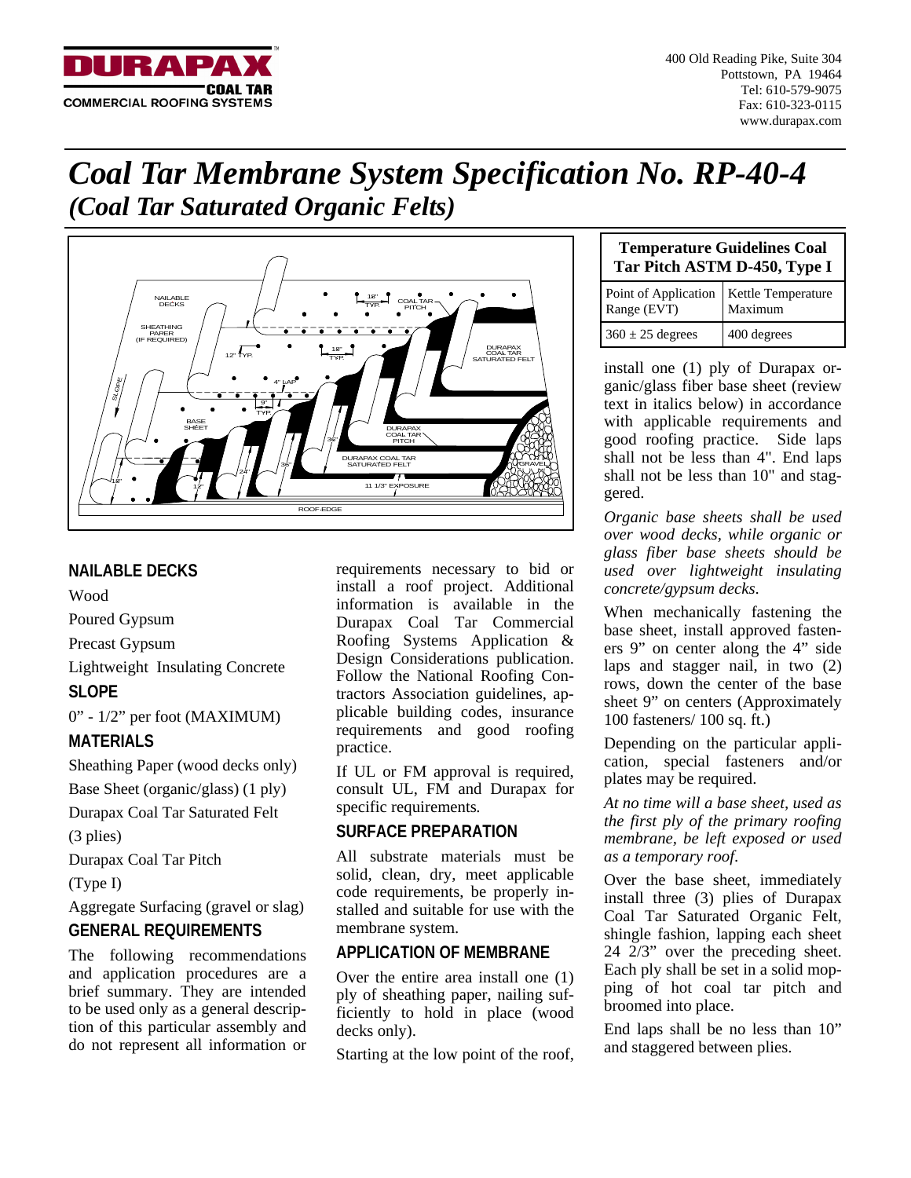DURAPAX COAL TAR COMMERCIAL ROOFING SYSTEMS

400 Old Reading Pike, Suite 304
Pottstown, PA 19464
Tel: 610-579-9075
Fax: 610-323-0115
www.durapax.com

# *Coal Tar Membrane System Specification No. RP-40-4*

## *(Coal Tar Saturated Organic Felts)*

| Temperature Guidelines Coal Tar Pitch ASTM D-450, Type I | |
|---|---|
| Point of Application Range (EVT) | Kettle Temperature Maximum |
| 360 ± 25 degrees | 400 degrees |

### NAILABLE DECKS

Wood

Poured Gypsum

Precast Gypsum

Lightweight Insulating Concrete

### SLOPE

0" - 1/2" per foot (MAXIMUM)

### MATERIALS

Sheathing Paper (wood decks only)

Base Sheet (organic/glass) (1 ply)

Durapax Coal Tar Saturated Felt (3 plies)

Durapax Coal Tar Pitch (Type I)

Aggregate Surfacing (gravel or slag)

### GENERAL REQUIREMENTS

The following recommendations and application procedures are a brief summary. They are intended to be used only as a general description of this particular assembly and do not represent all information or requirements necessary to bid or install a roof project. Additional information is available in the Durapax Coal Tar Commercial Roofing Systems Application & Design Considerations publication. Follow the National Roofing Contractors Association guidelines, applicable building codes, insurance requirements and good roofing practice.

If UL or FM approval is required, consult UL, FM and Durapax for specific requirements.

### SURFACE PREPARATION

All substrate materials must be solid, clean, dry, meet applicable code requirements, be properly installed and suitable for use with the membrane system.

### APPLICATION OF MEMBRANE

Over the entire area install one (1) ply of sheathing paper, nailing sufficiently to hold in place (wood decks only).

Starting at the low point of the roof, install one (1) ply of Durapax organic/glass fiber base sheet (review text in italics below) in accordance with applicable requirements and good roofing practice. Side laps shall not be less than 4". End laps shall not be less than 10" and staggered.

*Organic base sheets shall be used over wood decks, while organic or glass fiber base sheets should be used over lightweight insulating concrete/gypsum decks.*

When mechanically fastening the base sheet, install approved fasteners 9" on center along the 4" side laps and stagger nail, in two (2) rows, down the center of the base sheet 9" on centers (Approximately 100 fasteners/ 100 sq. ft.)

Depending on the particular application, special fasteners and/or plates may be required.

*At no time will a base sheet, used as the first ply of the primary roofing membrane, be left exposed or used as a temporary roof.*

Over the base sheet, immediately install three (3) plies of Durapax Coal Tar Saturated Organic Felt, shingle fashion, lapping each sheet 24 2/3" over the preceding sheet. Each ply shall be set in a solid mopping of hot coal tar pitch and broomed into place.

End laps shall be no less than 10" and staggered between plies.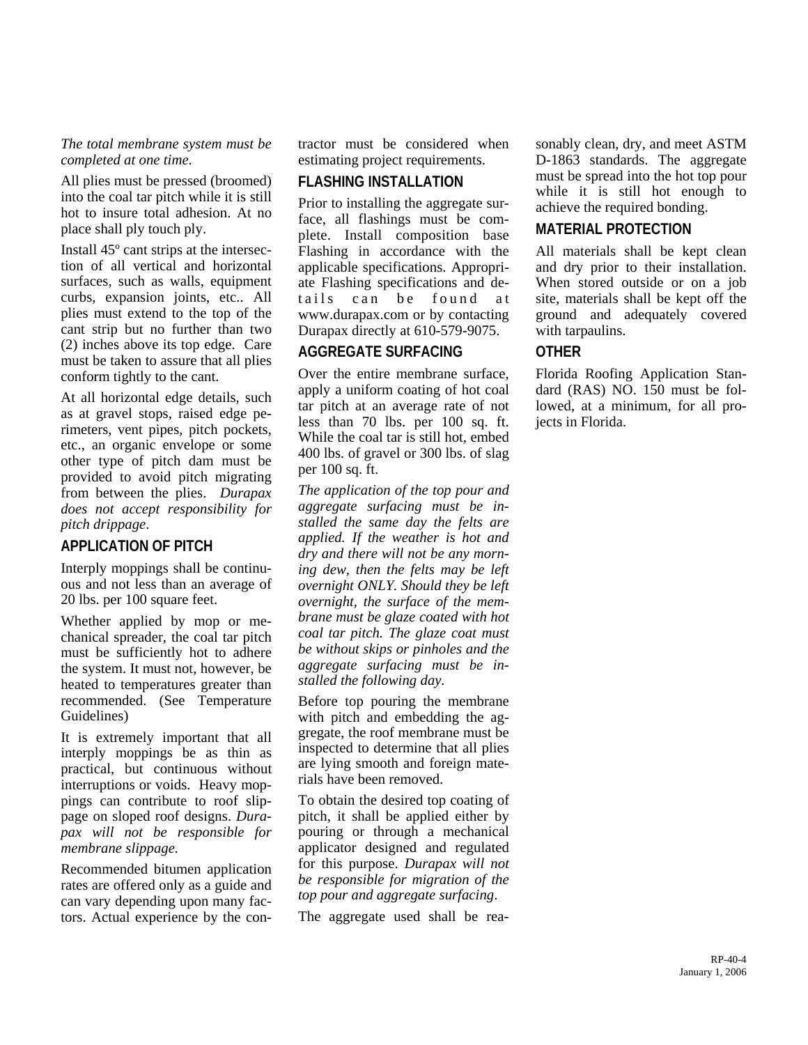*The total membrane system must be completed at one time.*

All plies must be pressed (broomed) into the coal tar pitch while it is still hot to insure total adhesion. At no place shall ply touch ply.

Install 45º cant strips at the intersection of all vertical and horizontal surfaces, such as walls, equipment curbs, expansion joints, etc.. All plies must extend to the top of the cant strip but no further than two (2) inches above its top edge. Care must be taken to assure that all plies conform tightly to the cant.

At all horizontal edge details, such as at gravel stops, raised edge perimeters, vent pipes, pitch pockets, etc., an organic envelope or some other type of pitch dam must be provided to avoid pitch migrating from between the plies. *Durapax does not accept responsibility for pitch drippage*.

## APPLICATION OF PITCH

Interply moppings shall be continuous and not less than an average of 20 lbs. per 100 square feet.

Whether applied by mop or mechanical spreader, the coal tar pitch must be sufficiently hot to adhere the system. It must not, however, be heated to temperatures greater than recommended. (See Temperature Guidelines)

It is extremely important that all interply moppings be as thin as practical, but continuous without interruptions or voids. Heavy moppings can contribute to roof slippage on sloped roof designs. *Durapax will not be responsible for membrane slippage.*

Recommended bitumen application rates are offered only as a guide and can vary depending upon many factors. Actual experience by the contractor must be considered when estimating project requirements.

## FLASHING INSTALLATION

Prior to installing the aggregate surface, all flashings must be complete. Install composition base Flashing in accordance with the applicable specifications. Appropriate Flashing specifications and details can be found at www.durapax.com or by contacting Durapax directly at 610-579-9075.

## AGGREGATE SURFACING

Over the entire membrane surface, apply a uniform coating of hot coal tar pitch at an average rate of not less than 70 lbs. per 100 sq. ft. While the coal tar is still hot, embed 400 lbs. of gravel or 300 lbs. of slag per 100 sq. ft.

*The application of the top pour and aggregate surfacing must be installed the same day the felts are applied. If the weather is hot and dry and there will not be any morning dew, then the felts may be left overnight ONLY. Should they be left overnight, the surface of the membrane must be glaze coated with hot coal tar pitch. The glaze coat must be without skips or pinholes and the aggregate surfacing must be installed the following day.*

Before top pouring the membrane with pitch and embedding the aggregate, the roof membrane must be inspected to determine that all plies are lying smooth and foreign materials have been removed.

To obtain the desired top coating of pitch, it shall be applied either by pouring or through a mechanical applicator designed and regulated for this purpose. *Durapax will not be responsible for migration of the top pour and aggregate surfacing*.

The aggregate used shall be reasonably clean, dry, and meet ASTM D-1863 standards. The aggregate must be spread into the hot top pour while it is still hot enough to achieve the required bonding.

## MATERIAL PROTECTION

All materials shall be kept clean and dry prior to their installation. When stored outside or on a job site, materials shall be kept off the ground and adequately covered with tarpaulins.

## OTHER

Florida Roofing Application Standard (RAS) NO. 150 must be followed, at a minimum, for all projects in Florida.

RP-40-4
January 1, 2006